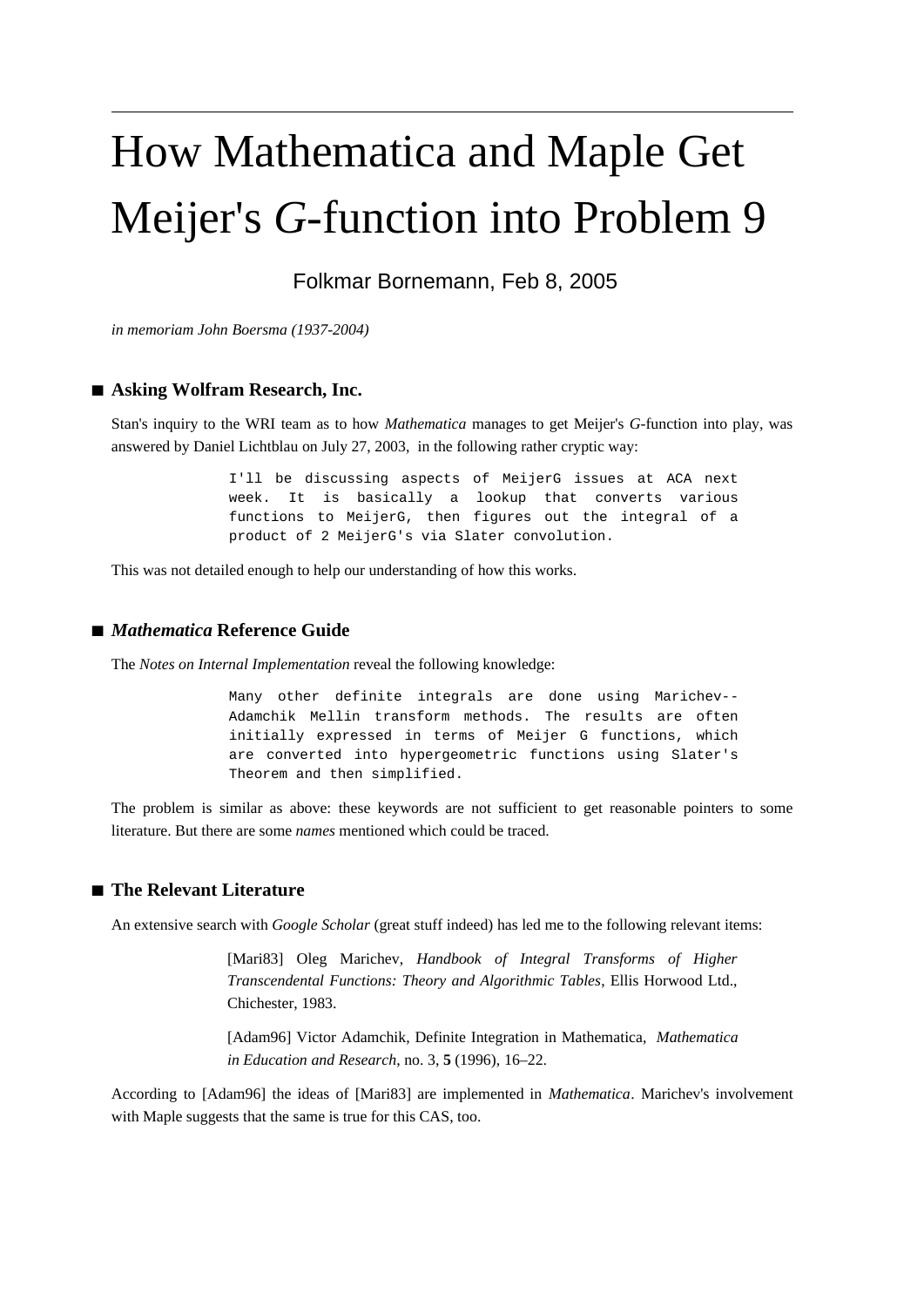# How Mathematica and Maple Get Meijer's *G*-function into Problem 9

Folkmar Bornemann, Feb 8, 2005

*in memoriam John Boersma (1937-2004)*

## Asking Wolfram Research, Inc.

Stan's inquiry to the WRI team as to how *Mathematica* manages to get Meijer's *G*-function into play, was answered by Daniel Lichtblau on July 27, 2003, in the following rather cryptic way:

```
I'll be discussing aspects of MeijerG issues at ACA next
week. It is basically a lookup that converts various
functions to MeijerG, then figures out the integral of a
product of 2 MeijerG's via Slater convolution.
```

This was not detailed enough to help our understanding of how this works.

## *Mathematica* Reference Guide

The *Notes on Internal Implementation* reveal the following knowledge:

```
Many other definite integrals are done using Marichev--
Adamchik Mellin transform methods. The results are often
initially expressed in terms of Meijer G functions, which
are converted into hypergeometric functions using Slater's
Theorem and then simplified.
```

The problem is similar as above: these keywords are not sufficient to get reasonable pointers to some literature. But there are some *names* mentioned which could be traced.

## The Relevant Literature

An extensive search with *Google Scholar* (great stuff indeed) has led me to the following relevant items:

> [Mari83] Oleg Marichev, *Handbook of Integral Transforms of Higher Transcendental Functions: Theory and Algorithmic Tables*, Ellis Horwood Ltd., Chichester, 1983.
>
> [Adam96] Victor Adamchik, Definite Integration in Mathematica, *Mathematica in Education and Research*, no. 3, **5** (1996), 16–22.

According to [Adam96] the ideas of [Mari83] are implemented in *Mathematica*. Marichev's involvement with Maple suggests that the same is true for this CAS, too.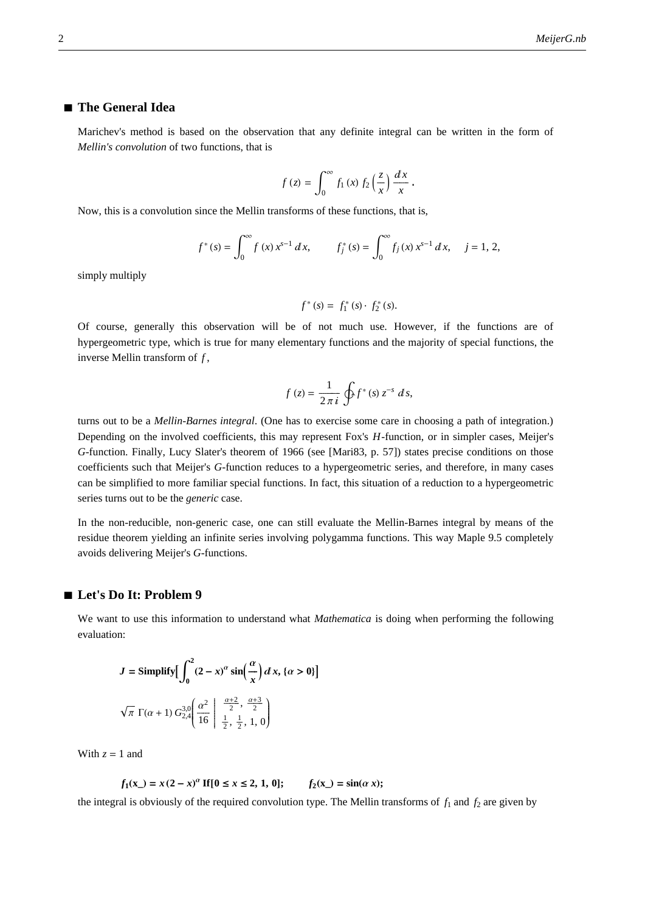## ■ The General Idea

Marichev's method is based on the observation that any definite integral can be written in the form of *Mellin's convolution* of two functions, that is

$$f(z) = \int_0^\infty f_1(x)\, f_2\!\left(\frac{z}{x}\right) \frac{dx}{x}\,.$$

Now, this is a convolution since the Mellin transforms of these functions, that is,

$$f^*(s) = \int_0^\infty f(x)\, x^{s-1}\, dx, \qquad f_j^*(s) = \int_0^\infty f_j(x)\, x^{s-1}\, dx, \quad j = 1, 2,$$

simply multiply

$$f^*(s) = f_1^*(s) \cdot f_2^*(s).$$

Of course, generally this observation will be of not much use. However, if the functions are of hypergeometric type, which is true for many elementary functions and the majority of special functions, the inverse Mellin transform of $f$,

$$f(z) = \frac{1}{2\pi i} \oint f^*(s)\, z^{-s}\, ds,$$

turns out to be a *Mellin-Barnes integral*. (One has to exercise some care in choosing a path of integration.) Depending on the involved coefficients, this may represent Fox's $H$-function, or in simpler cases, Meijer's $G$-function. Finally, Lucy Slater's theorem of 1966 (see [Mari83, p. 57]) states precise conditions on those coefficients such that Meijer's $G$-function reduces to a hypergeometric series, and therefore, in many cases can be simplified to more familiar special functions. In fact, this situation of a reduction to a hypergeometric series turns out to be the *generic* case.

In the non-reducible, non-generic case, one can still evaluate the Mellin-Barnes integral by means of the residue theorem yielding an infinite series involving polygamma functions. This way Maple 9.5 completely avoids delivering Meijer's $G$-functions.

## ■ Let's Do It: Problem 9

We want to use this information to understand what *Mathematica* is doing when performing the following evaluation:

$$\mathbf{J = Simplify}\left[\int_0^2 (2-x)^\alpha \sin\!\left(\frac{\alpha}{x}\right) dx,\ \{\alpha > 0\}\right]$$

$$\sqrt{\pi}\ \Gamma(\alpha+1)\, G_{2,4}^{3,0}\!\left(\frac{\alpha^2}{16}\ \middle|\ \begin{matrix} \frac{\alpha+2}{2}, \frac{\alpha+3}{2} \\ \frac{1}{2}, \frac{1}{2}, 1, 0 \end{matrix}\right)$$

With $z = 1$ and

$$\mathbf{f_1(x\_) = x\,(2-x)^\alpha\ If[0 \le x \le 2, 1, 0];} \qquad \mathbf{f_2(x\_) = \sin(\alpha\, x);}$$

the integral is obviously of the required convolution type. The Mellin transforms of $f_1$ and $f_2$ are given by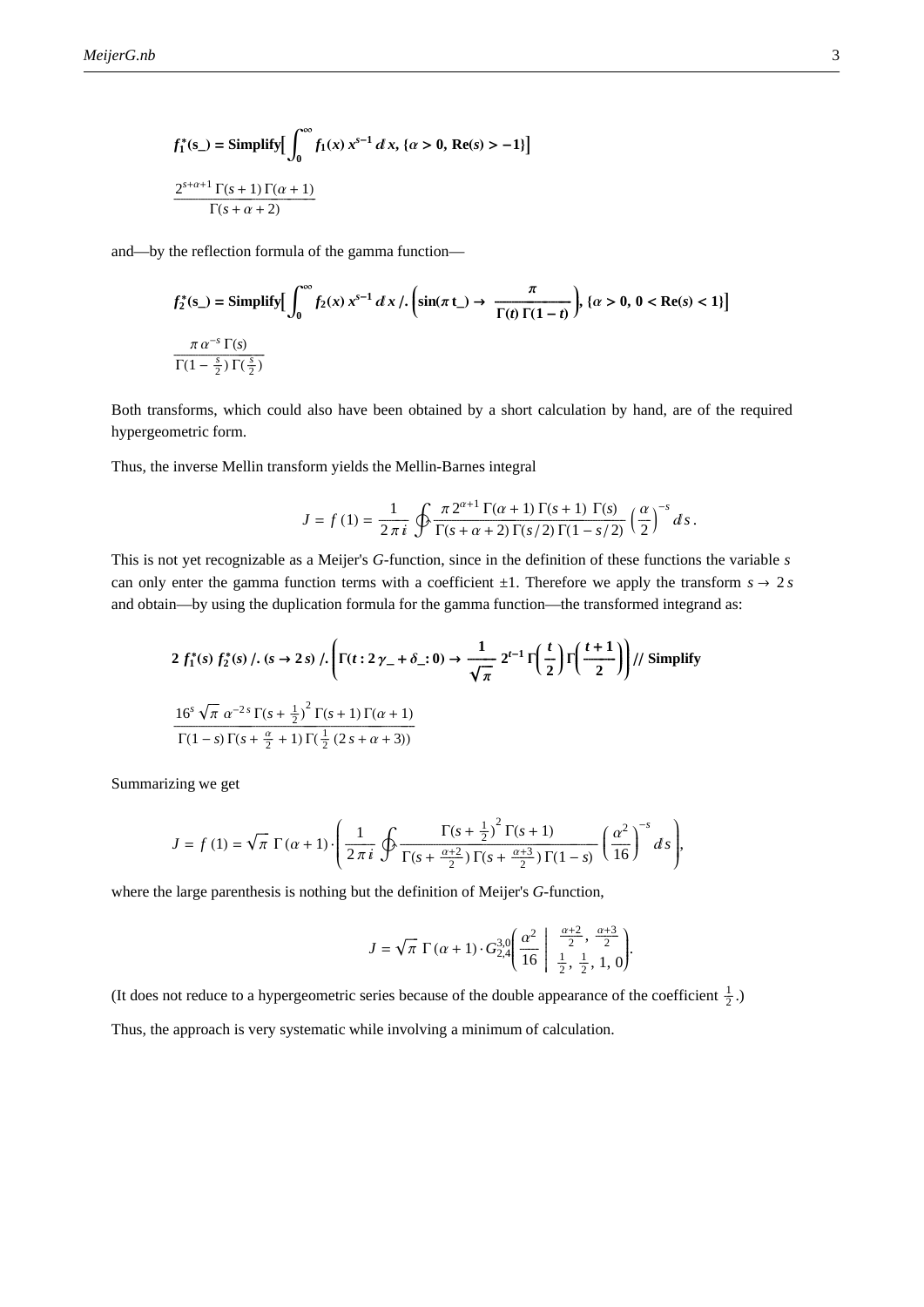$$f_1^*(\text{s\_}) = \text{Simplify}\left[\int_0^\infty f_1(x)\, x^{s-1}\, dx,\ \{\alpha > 0,\ \text{Re}(s) > -1\}\right]$$

$$\frac{2^{s+\alpha+1}\,\Gamma(s+1)\,\Gamma(\alpha+1)}{\Gamma(s+\alpha+2)}$$

and—by the reflection formula of the gamma function—

$$f_2^*(\text{s\_}) = \text{Simplify}\left[\int_0^\infty f_2(x)\, x^{s-1}\, dx\ /.\ \left(\sin(\pi\, \text{t\_}) \to \frac{\pi}{\Gamma(t)\,\Gamma(1-t)}\right),\ \{\alpha > 0,\ 0 < \text{Re}(s) < 1\}\right]$$

$$\frac{\pi\, \alpha^{-s}\,\Gamma(s)}{\Gamma\left(1-\frac{s}{2}\right)\Gamma\left(\frac{s}{2}\right)}$$

Both transforms, which could also have been obtained by a short calculation by hand, are of the required hypergeometric form.

Thus, the inverse Mellin transform yields the Mellin-Barnes integral

$$J = f(1) = \frac{1}{2\pi i}\oint \frac{\pi\, 2^{\alpha+1}\,\Gamma(\alpha+1)\,\Gamma(s+1)\ \Gamma(s)}{\Gamma(s+\alpha+2)\,\Gamma(s/2)\,\Gamma(1-s/2)}\left(\frac{\alpha}{2}\right)^{-s} ds\,.$$

This is not yet recognizable as a Meijer's *G*-function, since in the definition of these functions the variable *s* can only enter the gamma function terms with a coefficient ±1. Therefore we apply the transform $s \to 2s$ and obtain—by using the duplication formula for the gamma function—the transformed integrand as:

$$2\, f_1^*(s)\, f_2^*(s)\ /.\ (s \to 2s)\ /.\ \left(\Gamma(t : 2\gamma\_ + \delta\_ : 0) \to \frac{1}{\sqrt{\pi}}\, 2^{t-1}\,\Gamma\!\left(\frac{t}{2}\right)\Gamma\!\left(\frac{t+1}{2}\right)\right)\ //\ \text{Simplify}$$

$$\frac{16^s\,\sqrt{\pi}\ \alpha^{-2s}\,\Gamma\left(s+\frac{1}{2}\right)^2\,\Gamma(s+1)\,\Gamma(\alpha+1)}{\Gamma(1-s)\,\Gamma\left(s+\frac{\alpha}{2}+1\right)\Gamma\left(\frac{1}{2}(2s+\alpha+3)\right)}$$

Summarizing we get

$$J = f(1) = \sqrt{\pi}\ \Gamma(\alpha+1)\cdot\left(\frac{1}{2\pi i}\oint \frac{\Gamma\left(s+\frac{1}{2}\right)^2\,\Gamma(s+1)}{\Gamma\left(s+\frac{\alpha+2}{2}\right)\Gamma\left(s+\frac{\alpha+3}{2}\right)\Gamma(1-s)}\left(\frac{\alpha^2}{16}\right)^{-s} ds\right),$$

where the large parenthesis is nothing but the definition of Meijer's *G*-function,

$$J = \sqrt{\pi}\ \Gamma(\alpha+1)\cdot G_{2,4}^{3,0}\!\left(\frac{\alpha^2}{16}\ \middle|\ \begin{matrix}\frac{\alpha+2}{2},\ \frac{\alpha+3}{2}\\ \frac{1}{2},\ \frac{1}{2},\ 1,\ 0\end{matrix}\right).$$

(It does not reduce to a hypergeometric series because of the double appearance of the coefficient $\frac{1}{2}$.)

Thus, the approach is very systematic while involving a minimum of calculation.